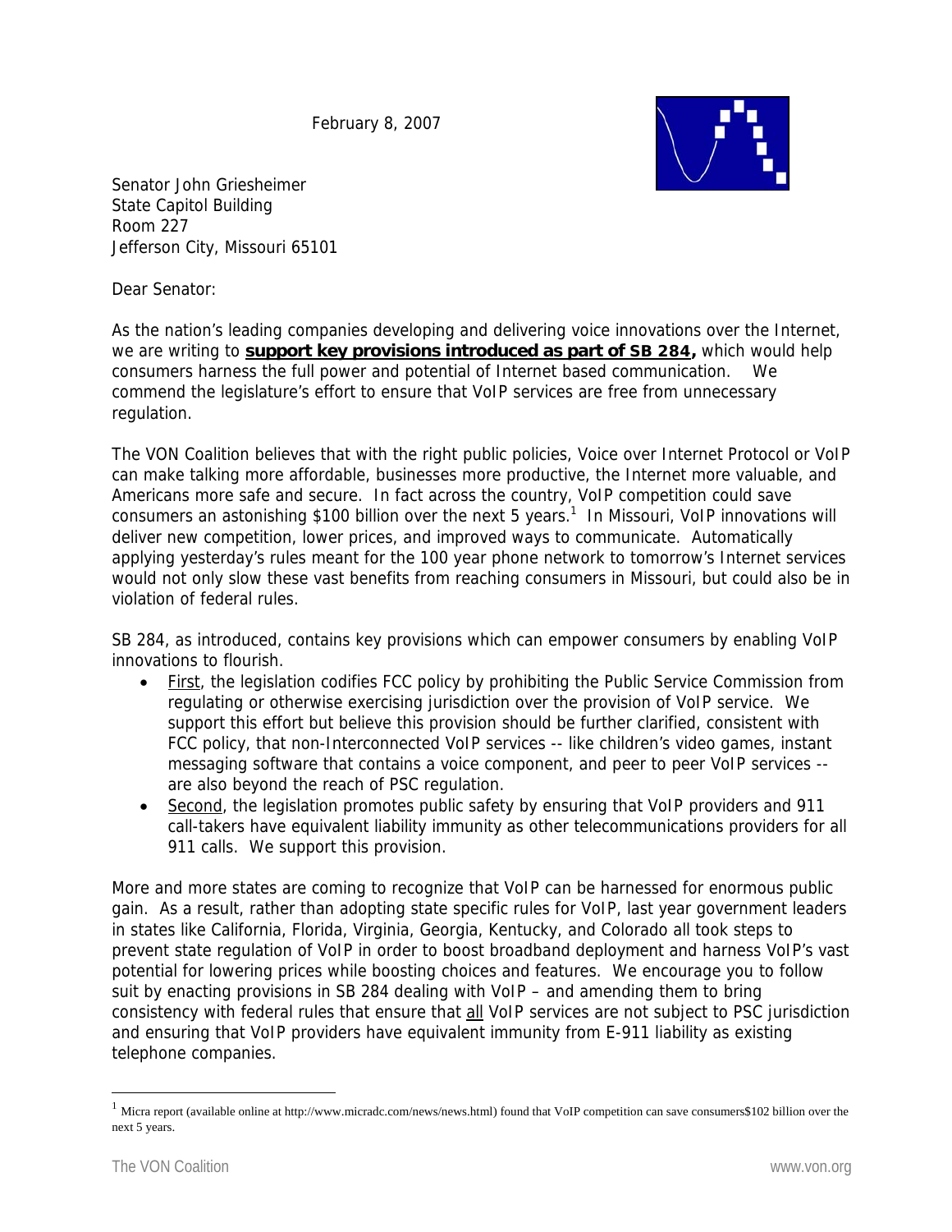February 8, 2007

Senator John Griesheimer  
State Capitol Building  
Room 227  
Jefferson City, Missouri 65101

Dear Senator:

As the nation's leading companies developing and delivering voice innovations over the Internet, we are writing to **support key provisions introduced as part of SB 284,** which would help consumers harness the full power and potential of Internet based communication. We commend the legislature's effort to ensure that VoIP services are free from unnecessary regulation.

The VON Coalition believes that with the right public policies, Voice over Internet Protocol or VoIP can make talking more affordable, businesses more productive, the Internet more valuable, and Americans more safe and secure. In fact across the country, VoIP competition could save consumers an astonishing $100 billion over the next 5 years.[1] In Missouri, VoIP innovations will deliver new competition, lower prices, and improved ways to communicate. Automatically applying yesterday's rules meant for the 100 year phone network to tomorrow's Internet services would not only slow these vast benefits from reaching consumers in Missouri, but could also be in violation of federal rules.

SB 284, as introduced, contains key provisions which can empower consumers by enabling VoIP innovations to flourish.

- First, the legislation codifies FCC policy by prohibiting the Public Service Commission from regulating or otherwise exercising jurisdiction over the provision of VoIP service. We support this effort but believe this provision should be further clarified, consistent with FCC policy, that non-Interconnected VoIP services -- like children's video games, instant messaging software that contains a voice component, and peer to peer VoIP services -- are also beyond the reach of PSC regulation.
- Second, the legislation promotes public safety by ensuring that VoIP providers and 911 call-takers have equivalent liability immunity as other telecommunications providers for all 911 calls. We support this provision.

More and more states are coming to recognize that VoIP can be harnessed for enormous public gain. As a result, rather than adopting state specific rules for VoIP, last year government leaders in states like California, Florida, Virginia, Georgia, Kentucky, and Colorado all took steps to prevent state regulation of VoIP in order to boost broadband deployment and harness VoIP's vast potential for lowering prices while boosting choices and features. We encourage you to follow suit by enacting provisions in SB 284 dealing with VoIP – and amending them to bring consistency with federal rules that ensure that all VoIP services are not subject to PSC jurisdiction and ensuring that VoIP providers have equivalent immunity from E-911 liability as existing telephone companies.

---

[1] Micra report (available online at http://www.micradc.com/news/news.html) found that VoIP competition can save consumers$102 billion over the next 5 years.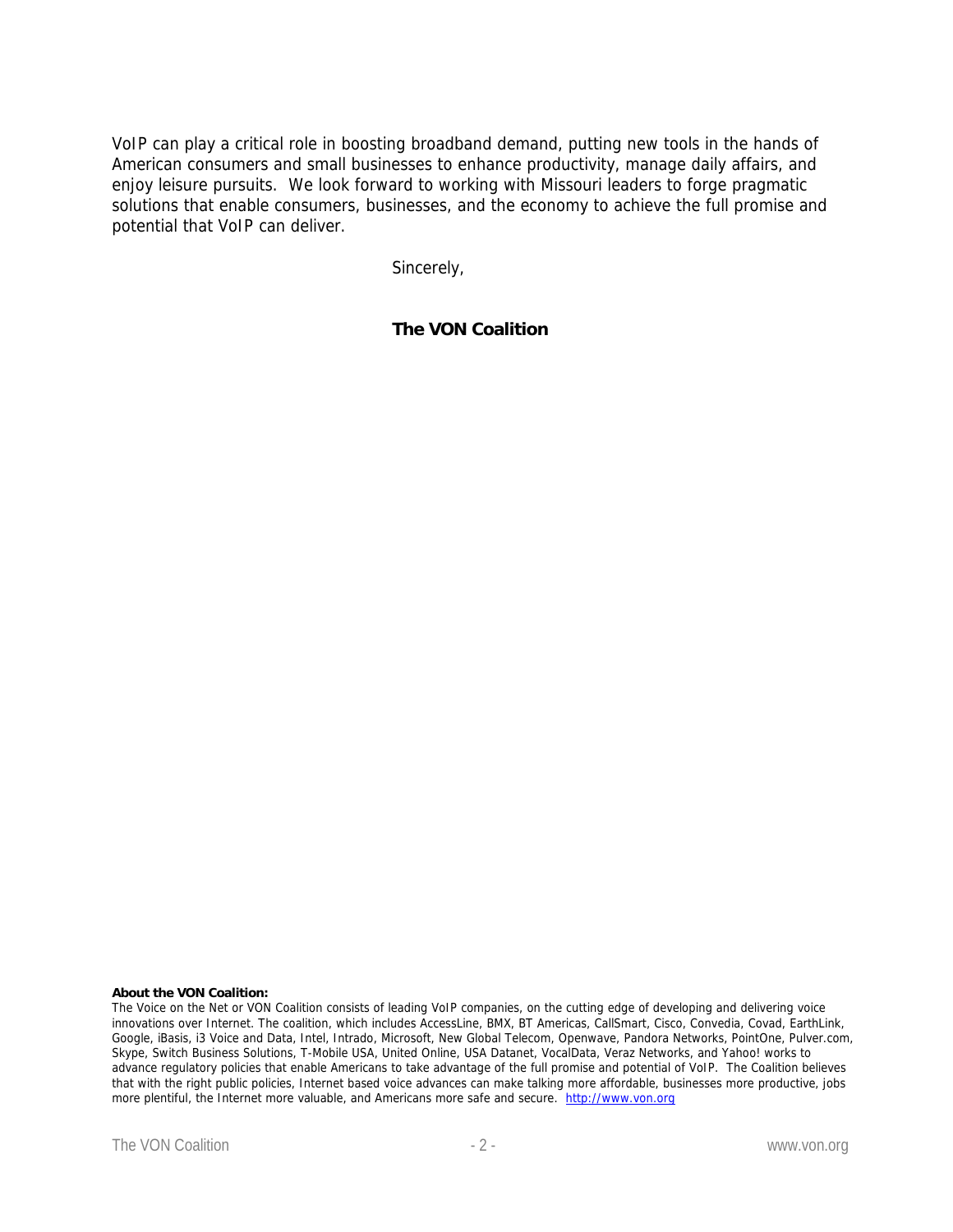VoIP can play a critical role in boosting broadband demand, putting new tools in the hands of American consumers and small businesses to enhance productivity, manage daily affairs, and enjoy leisure pursuits. We look forward to working with Missouri leaders to forge pragmatic solutions that enable consumers, businesses, and the economy to achieve the full promise and potential that VoIP can deliver.

Sincerely,

**The VON Coalition**

**About the VON Coalition:**

The Voice on the Net or VON Coalition consists of leading VoIP companies, on the cutting edge of developing and delivering voice innovations over Internet. The coalition, which includes AccessLine, BMX, BT Americas, CallSmart, Cisco, Convedia, Covad, EarthLink, Google, iBasis, i3 Voice and Data, Intel, Intrado, Microsoft, New Global Telecom, Openwave, Pandora Networks, PointOne, Pulver.com, Skype, Switch Business Solutions, T-Mobile USA, United Online, USA Datanet, VocalData, Veraz Networks, and Yahoo! works to advance regulatory policies that enable Americans to take advantage of the full promise and potential of VoIP. The Coalition believes that with the right public policies, Internet based voice advances can make talking more affordable, businesses more productive, jobs more plentiful, the Internet more valuable, and Americans more safe and secure. http://www.von.org